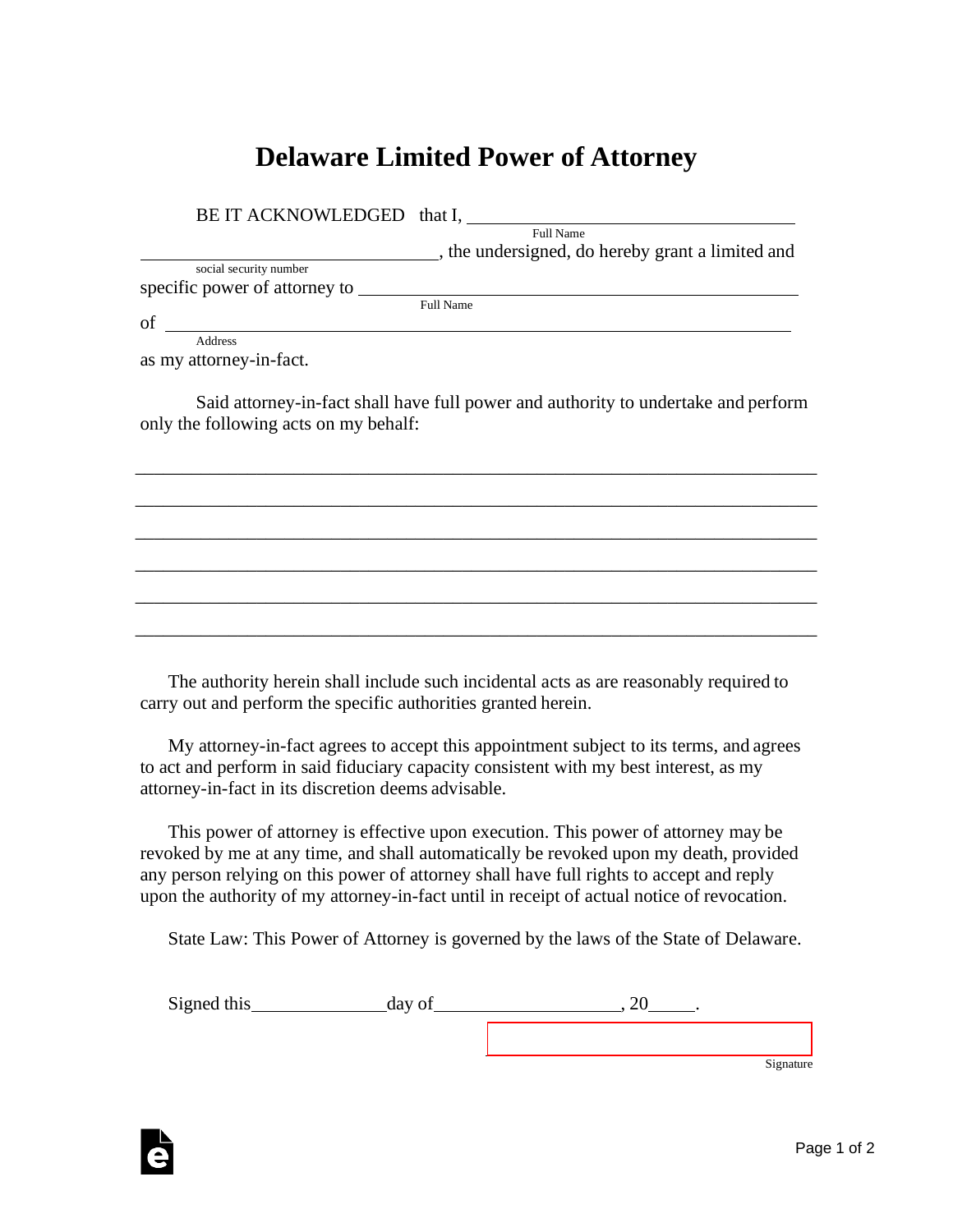# Delaware Limited Power of Attorney

BE IT ACKNOWLEDGED that I, ___________________________________
Full Name

_________________________________, the undersigned, do hereby grant a limited and
social security number

specific power of attorney to ______________________________________________
Full Name

of ________________________________________________________________________
Address

as my attorney-in-fact.

Said attorney-in-fact shall have full power and authority to undertake and perform only the following acts on my behalf:

_____________________________________________________________________________

_____________________________________________________________________________

_____________________________________________________________________________

_____________________________________________________________________________

_____________________________________________________________________________

_____________________________________________________________________________

The authority herein shall include such incidental acts as are reasonably required to carry out and perform the specific authorities granted herein.

My attorney-in-fact agrees to accept this appointment subject to its terms, and agrees to act and perform in said fiduciary capacity consistent with my best interest, as my attorney-in-fact in its discretion deems advisable.

This power of attorney is effective upon execution. This power of attorney may be revoked by me at any time, and shall automatically be revoked upon my death, provided any person relying on this power of attorney shall have full rights to accept and reply upon the authority of my attorney-in-fact until in receipt of actual notice of revocation.

State Law: This Power of Attorney is governed by the laws of the State of Delaware.

Signed this______________day of___________________, 20_____.

_________________________________
Signature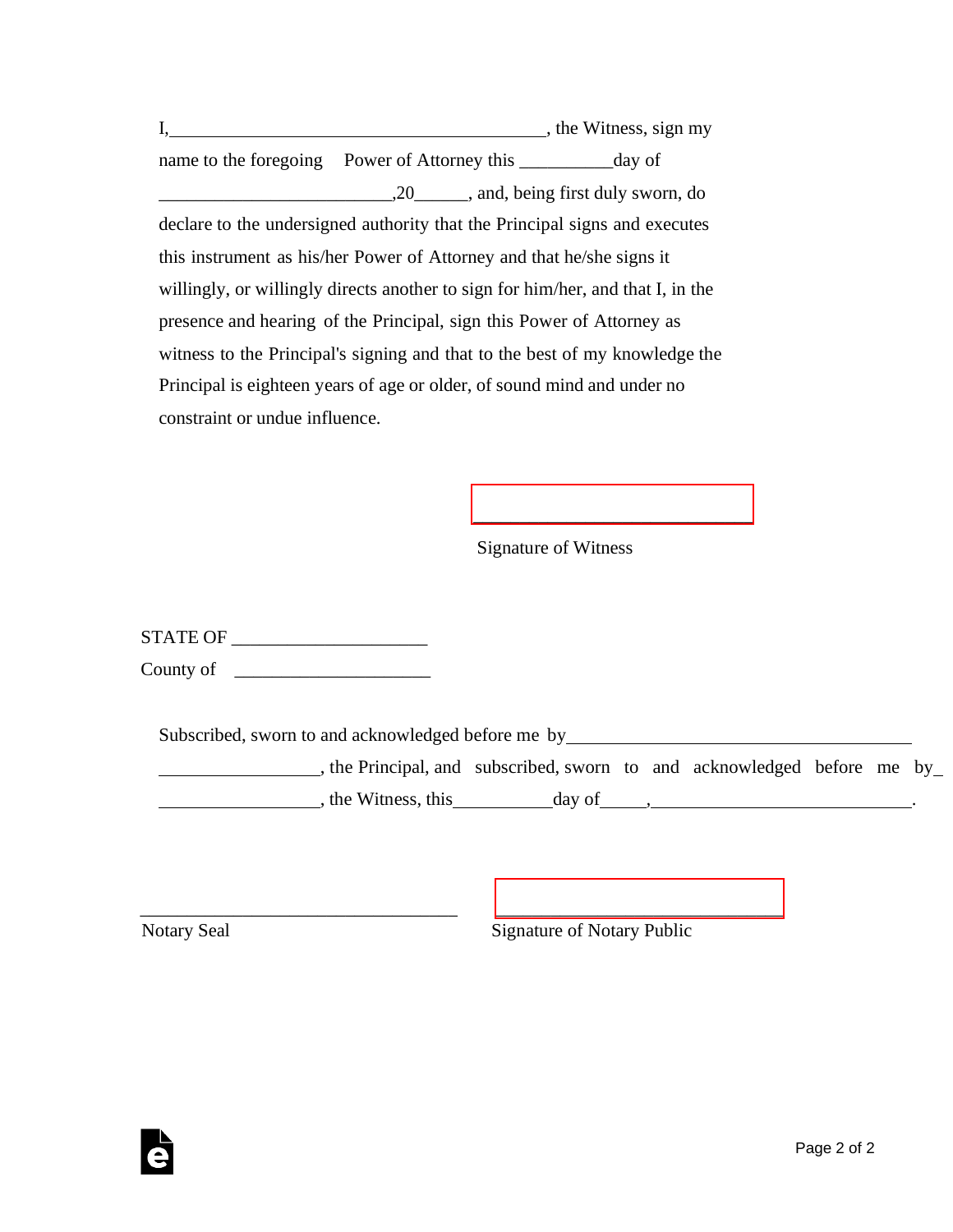I,\_\_\_\_\_\_\_\_\_\_\_\_\_\_\_\_\_\_\_\_\_\_\_\_\_\_\_\_\_\_\_\_\_\_\_\_\_\_\_\_\_\_, the Witness, sign my name to the foregoing Power of Attorney this \_\_\_\_\_\_\_\_\_\_day of \_\_\_\_\_\_\_\_\_\_\_\_\_\_\_\_\_\_\_\_\_\_\_\_\_\_,20\_\_\_\_\_\_, and, being first duly sworn, do declare to the undersigned authority that the Principal signs and executes this instrument as his/her Power of Attorney and that he/she signs it willingly, or willingly directs another to sign for him/her, and that I, in the presence and hearing of the Principal, sign this Power of Attorney as witness to the Principal's signing and that to the best of my knowledge the Principal is eighteen years of age or older, of sound mind and under no constraint or undue influence.

\_\_\_\_\_\_\_\_\_\_\_\_\_\_\_\_\_\_\_\_\_\_\_\_\_\_\_\_\_\_\_\_
Signature of Witness

STATE OF \_\_\_\_\_\_\_\_\_\_\_\_\_\_\_\_\_\_\_\_\_\_

County of \_\_\_\_\_\_\_\_\_\_\_\_\_\_\_\_\_\_\_\_\_\_

Subscribed, sworn to and acknowledged before me by\_\_\_\_\_\_\_\_\_\_\_\_\_\_\_\_\_\_\_\_\_\_\_\_\_\_\_\_\_\_\_\_\_\_\_\_\_\_ \_\_\_\_\_\_\_\_\_\_\_\_\_\_\_\_\_\_, the Principal, and subscribed, sworn to and acknowledged before me by\_ \_\_\_\_\_\_\_\_\_\_\_\_\_\_\_\_\_\_, the Witness, this\_\_\_\_\_\_\_\_\_\_\_day of\_\_\_\_\_,\_\_\_\_\_\_\_\_\_\_\_\_\_\_\_\_\_\_\_\_\_\_\_\_\_\_\_\_\_.

\_\_\_\_\_\_\_\_\_\_\_\_\_\_\_\_\_\_\_\_\_\_\_\_\_\_\_\_\_\_\_\_\_\_\_
Notary Seal

\_\_\_\_\_\_\_\_\_\_\_\_\_\_\_\_\_\_\_\_\_\_\_\_\_\_\_\_\_\_\_\_
Signature of Notary Public